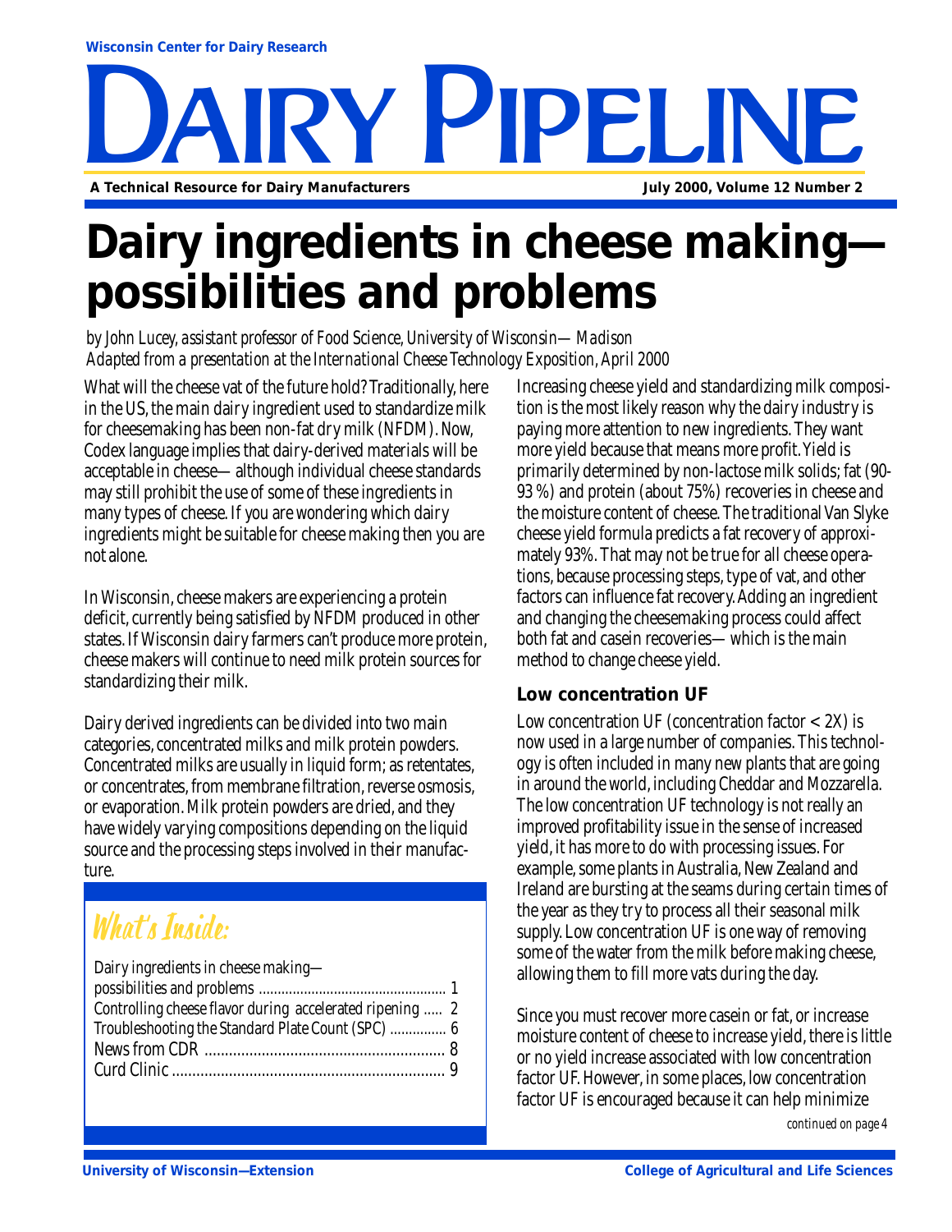Wisconsin Center for Dairy Research

# DAIRY PIPELINE

A Technical Resource for Dairy Manufacturers

July 2000, Volume 12 Number 2

# Dairy ingredients in cheese making—possibilities and problems

*by John Lucey, assistant professor of Food Science, University of Wisconsin—Madison*
*Adapted from a presentation at the International Cheese Technology Exposition, April 2000*

What will the cheese vat of the future hold? Traditionally, here in the US, the main dairy ingredient used to standardize milk for cheesemaking has been non-fat dry milk (NFDM). Now, Codex language implies that dairy-derived materials will be acceptable in cheese— although individual cheese standards may still prohibit the use of some of these ingredients in many types of cheese. If you are wondering which dairy ingredients might be suitable for cheese making then you are not alone.

In Wisconsin, cheese makers are experiencing a protein deficit, currently being satisfied by NFDM produced in other states. If Wisconsin dairy farmers can't produce more protein, cheese makers will continue to need milk protein sources for standardizing their milk.

Dairy derived ingredients can be divided into two main categories, concentrated milks and milk protein powders. Concentrated milks are usually in liquid form; as retentates, or concentrates, from membrane filtration, reverse osmosis, or evaporation. Milk protein powders are dried, and they have widely varying compositions depending on the liquid source and the processing steps involved in their manufacture.

## What's Inside:

- Dairy ingredients in cheese making—possibilities and problems ..... 1
- Controlling cheese flavor during accelerated ripening ..... 2
- Troubleshooting the Standard Plate Count (SPC) ..... 6
- News from CDR ..... 8
- Curd Clinic ..... 9

Increasing cheese yield and standardizing milk composition is the most likely reason why the dairy industry is paying more attention to new ingredients. They want more yield because that means more profit. Yield is primarily determined by non-lactose milk solids; fat (90-93 %) and protein (about 75%) recoveries in cheese and the moisture content of cheese. The traditional Van Slyke cheese yield formula predicts a fat recovery of approximately 93%. That may not be true for all cheese operations, because processing steps, type of vat, and other factors can influence fat recovery. Adding an ingredient and changing the cheesemaking process could affect both fat and casein recoveries— which is the main method to change cheese yield.

### Low concentration UF

Low concentration UF (concentration factor < 2X) is now used in a large number of companies. This technology is often included in many new plants that are going in around the world, including Cheddar and Mozzarella. The low concentration UF technology is not really an improved profitability issue in the sense of increased yield, it has more to do with processing issues. For example, some plants in Australia, New Zealand and Ireland are bursting at the seams during certain times of the year as they try to process all their seasonal milk supply. Low concentration UF is one way of removing some of the water from the milk before making cheese, allowing them to fill more vats during the day.

Since you must recover more casein or fat, or increase moisture content of cheese to increase yield, there is little or no yield increase associated with low concentration factor UF. However, in some places, low concentration factor UF is encouraged because it can help minimize

*continued on page 4*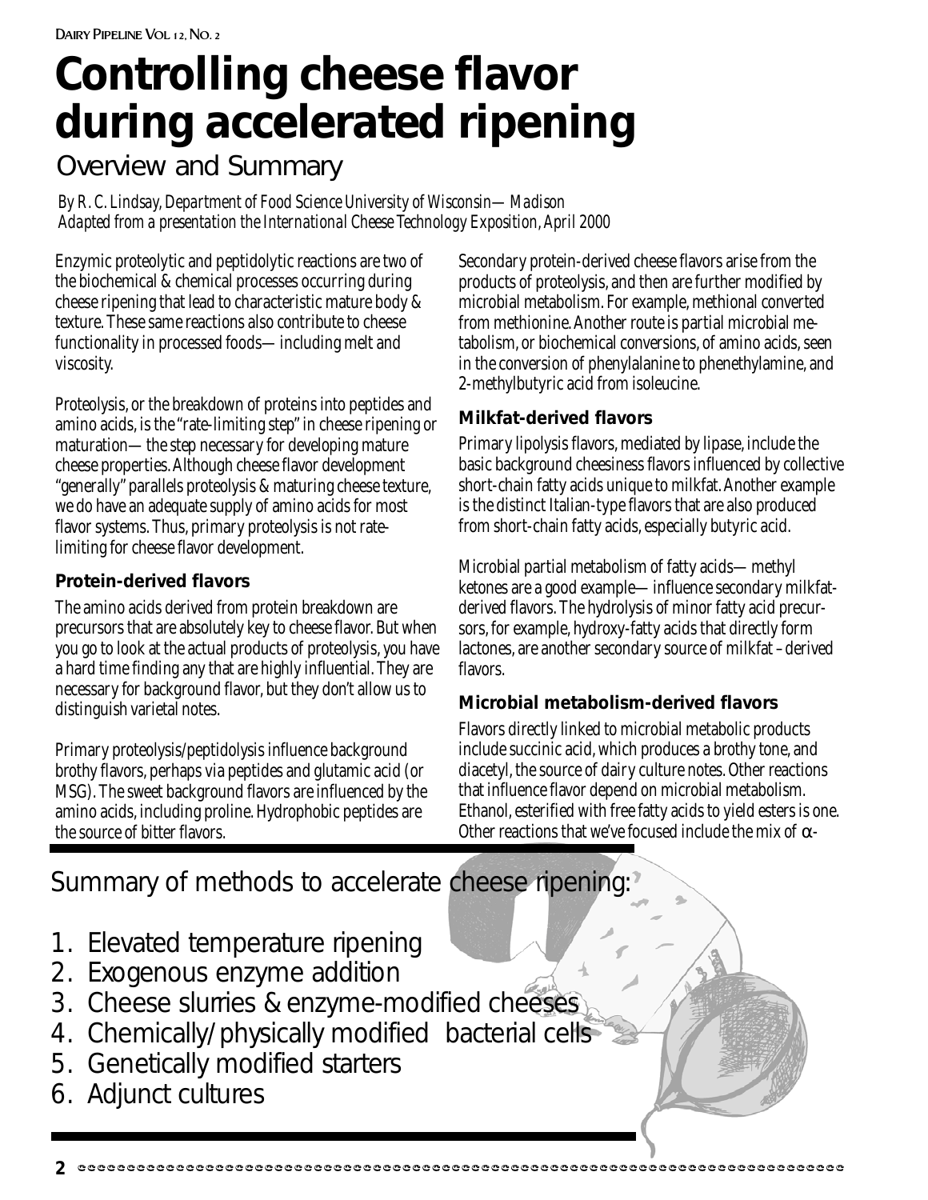# Controlling cheese flavor during accelerated ripening

## Overview and Summary

*By R. C. Lindsay, Department of Food Science University of Wisconsin—Madison*
*Adapted from a presentation the International Cheese Technology Exposition, April 2000*

Enzymic proteolytic and peptidolytic reactions are two of the biochemical & chemical processes occurring during cheese ripening that lead to characteristic mature body & texture. These same reactions also contribute to cheese functionality in processed foods— including melt and viscosity.

Proteolysis, or the breakdown of proteins into peptides and amino acids, is the "rate-limiting step" in cheese ripening or maturation— the step necessary for developing mature cheese properties. Although cheese flavor development "generally" parallels proteolysis & maturing cheese texture, we do have an adequate supply of amino acids for most flavor systems. Thus, primary proteolysis is not rate-limiting for cheese flavor development.

### Protein-derived flavors

The amino acids derived from protein breakdown are precursors that are absolutely key to cheese flavor. But when you go to look at the actual products of proteolysis, you have a hard time finding any that are highly influential. They are necessary for background flavor, but they don't allow us to distinguish varietal notes.

Primary proteolysis/peptidolysis influence background brothy flavors, perhaps via peptides and glutamic acid (or MSG). The sweet background flavors are influenced by the amino acids, including proline. Hydrophobic peptides are the source of bitter flavors.

Secondary protein-derived cheese flavors arise from the products of proteolysis, and then are further modified by microbial metabolism. For example, methional converted from methionine. Another route is partial microbial metabolism, or biochemical conversions, of amino acids, seen in the conversion of phenylalanine to phenethylamine, and 2-methylbutyric acid from isoleucine.

### Milkfat-derived flavors

Primary lipolysis flavors, mediated by lipase, include the basic background cheesiness flavors influenced by collective short-chain fatty acids unique to milkfat. Another example is the distinct Italian-type flavors that are also produced from short-chain fatty acids, especially butyric acid.

Microbial partial metabolism of fatty acids— methyl ketones are a good example— influence secondary milkfat-derived flavors. The hydrolysis of minor fatty acid precursors, for example, hydroxy-fatty acids that directly form lactones, are another secondary source of milkfat –derived flavors.

### Microbial metabolism-derived flavors

Flavors directly linked to microbial metabolic products include succinic acid, which produces a brothy tone, and diacetyl, the source of dairy culture notes. Other reactions that influence flavor depend on microbial metabolism. Ethanol, esterified with free fatty acids to yield esters is one. Other reactions that we've focused include the mix of $\alpha$-

## Summary of methods to accelerate cheese ripening:

1. Elevated temperature ripening
2. Exogenous enzyme addition
3. Cheese slurries & enzyme-modified cheeses
4. Chemically/physically modified bacterial cells
5. Genetically modified starters
6. Adjunct cultures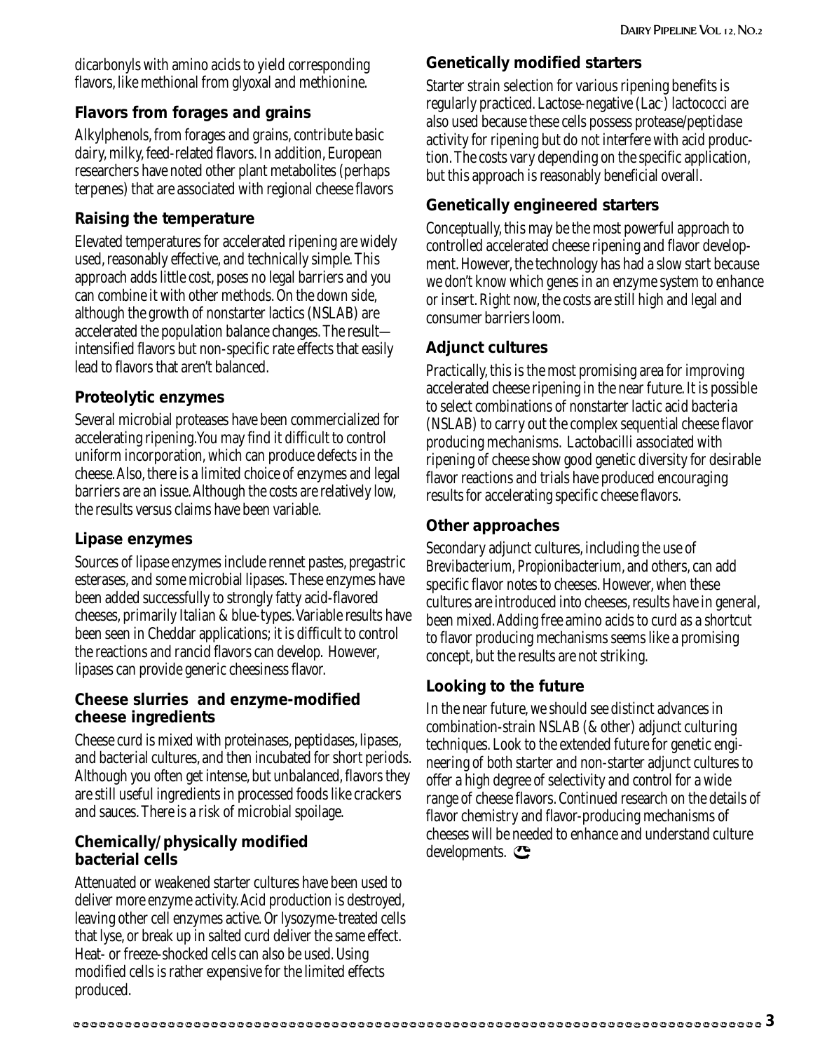dicarbonyls with amino acids to yield corresponding flavors, like methional from glyoxal and methionine.

### Flavors from forages and grains

Alkylphenols, from forages and grains, contribute basic dairy, milky, feed-related flavors. In addition, European researchers have noted other plant metabolites (perhaps terpenes) that are associated with regional cheese flavors

### Raising the temperature

Elevated temperatures for accelerated ripening are widely used, reasonably effective, and technically simple. This approach adds little cost, poses no legal barriers and you can combine it with other methods. On the down side, although the growth of nonstarter lactics (NSLAB) are accelerated the population balance changes. The result—intensified flavors but non-specific rate effects that easily lead to flavors that aren't balanced.

### Proteolytic enzymes

Several microbial proteases have been commercialized for accelerating ripening. You may find it difficult to control uniform incorporation, which can produce defects in the cheese. Also, there is a limited choice of enzymes and legal barriers are an issue. Although the costs are relatively low, the results versus claims have been variable.

### Lipase enzymes

Sources of lipase enzymes include rennet pastes, pregastric esterases, and some microbial lipases. These enzymes have been added successfully to strongly fatty acid-flavored cheeses, primarily Italian & blue-types. Variable results have been seen in Cheddar applications; it is difficult to control the reactions and rancid flavors can develop. However, lipases can provide generic cheesiness flavor.

### Cheese slurries and enzyme-modified cheese ingredients

Cheese curd is mixed with proteinases, peptidases, lipases, and bacterial cultures, and then incubated for short periods. Although you often get intense, but unbalanced, flavors they are still useful ingredients in processed foods like crackers and sauces. There is a risk of microbial spoilage.

### Chemically/physically modified bacterial cells

Attenuated or weakened starter cultures have been used to deliver more enzyme activity. Acid production is destroyed, leaving other cell enzymes active. Or lysozyme-treated cells that lyse, or break up in salted curd deliver the same effect. Heat- or freeze-shocked cells can also be used. Using modified cells is rather expensive for the limited effects produced.

### Genetically modified starters

Starter strain selection for various ripening benefits is regularly practiced. Lactose-negative ($Lac^-$) lactococci are also used because these cells possess protease/peptidase activity for ripening but do not interfere with acid production. The costs vary depending on the specific application, but this approach is reasonably beneficial overall.

### Genetically engineered starters

Conceptually, this may be the most powerful approach to controlled accelerated cheese ripening and flavor development. However, the technology has had a slow start because we don't know which genes in an enzyme system to enhance or insert. Right now, the costs are still high and legal and consumer barriers loom.

### Adjunct cultures

Practically, this is the most promising area for improving accelerated cheese ripening in the near future. It is possible to select combinations of nonstarter lactic acid bacteria (NSLAB) to carry out the complex sequential cheese flavor producing mechanisms. Lactobacilli associated with ripening of cheese show good genetic diversity for desirable flavor reactions and trials have produced encouraging results for accelerating specific cheese flavors.

### Other approaches

Secondary adjunct cultures, including the use of *Brevibacterium*, *Propionibacterium*, and others, can add specific flavor notes to cheeses. However, when these cultures are introduced into cheeses, results have in general, been mixed. Adding free amino acids to curd as a shortcut to flavor producing mechanisms seems like a promising concept, but the results are not striking.

### Looking to the future

In the near future, we should see distinct advances in combination-strain NSLAB (& other) adjunct culturing techniques. Look to the extended future for genetic engineering of both starter and non-starter adjunct cultures to offer a high degree of selectivity and control for a wide range of cheese flavors. Continued research on the details of flavor chemistry and flavor-producing mechanisms of cheeses will be needed to enhance and understand culture developments.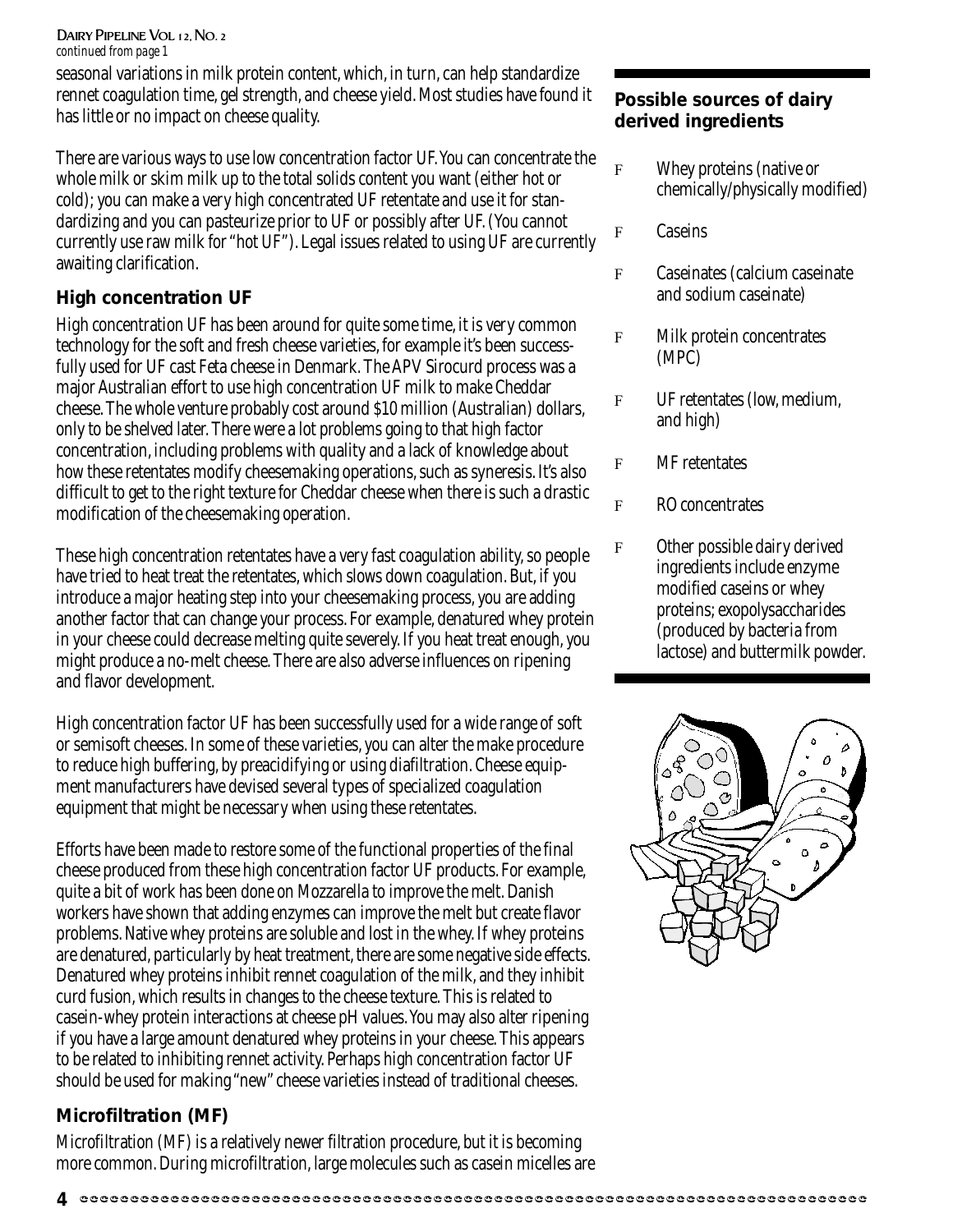*continued from page 1*

seasonal variations in milk protein content, which, in turn, can help standardize rennet coagulation time, gel strength, and cheese yield. Most studies have found it has little or no impact on cheese quality.

There are various ways to use low concentration factor UF. You can concentrate the whole milk or skim milk up to the total solids content you want (either hot or cold); you can make a very high concentrated UF retentate and use it for standardizing and you can pasteurize prior to UF or possibly after UF. (You cannot currently use raw milk for "hot UF"). Legal issues related to using UF are currently awaiting clarification.

## High concentration UF

High concentration UF has been around for quite some time, it is very common technology for the soft and fresh cheese varieties, for example it's been successfully used for UF cast Feta cheese in Denmark. The APV Sirocurd process was a major Australian effort to use high concentration UF milk to make Cheddar cheese. The whole venture probably cost around $10 million (Australian) dollars, only to be shelved later. There were a lot problems going to that high factor concentration, including problems with quality and a lack of knowledge about how these retentates modify cheesemaking operations, such as syneresis. It's also difficult to get to the right texture for Cheddar cheese when there is such a drastic modification of the cheesemaking operation.

These high concentration retentates have a very fast coagulation ability, so people have tried to heat treat the retentates, which slows down coagulation. But, if you introduce a major heating step into your cheesemaking process, you are adding another factor that can change your process. For example, denatured whey protein in your cheese could decrease melting quite severely. If you heat treat enough, you might produce a no-melt cheese. There are also adverse influences on ripening and flavor development.

High concentration factor UF has been successfully used for a wide range of soft or semisoft cheeses. In some of these varieties, you can alter the make procedure to reduce high buffering, by preacidifying or using diafiltration. Cheese equipment manufacturers have devised several types of specialized coagulation equipment that might be necessary when using these retentates.

Efforts have been made to restore some of the functional properties of the final cheese produced from these high concentration factor UF products. For example, quite a bit of work has been done on Mozzarella to improve the melt. Danish workers have shown that adding enzymes can improve the melt but create flavor problems. Native whey proteins are soluble and lost in the whey. If whey proteins are denatured, particularly by heat treatment, there are some negative side effects. Denatured whey proteins inhibit rennet coagulation of the milk, and they inhibit curd fusion, which results in changes to the cheese texture. This is related to casein-whey protein interactions at cheese pH values. You may also alter ripening if you have a large amount denatured whey proteins in your cheese. This appears to be related to inhibiting rennet activity. Perhaps high concentration factor UF should be used for making "new" cheese varieties instead of traditional cheeses.

## Microfiltration (MF)

Microfiltration (MF) is a relatively newer filtration procedure, but it is becoming more common. During microfiltration, large molecules such as casein micelles are

### Possible sources of dairy derived ingredients

- Whey proteins (native or chemically/physically modified)
- Caseins
- Caseinates (calcium caseinate and sodium caseinate)
- Milk protein concentrates (MPC)
- UF retentates (low, medium, and high)
- MF retentates
- RO concentrates
- Other possible dairy derived ingredients include enzyme modified caseins or whey proteins; exopolysaccharides (produced by bacteria from lactose) and buttermilk powder.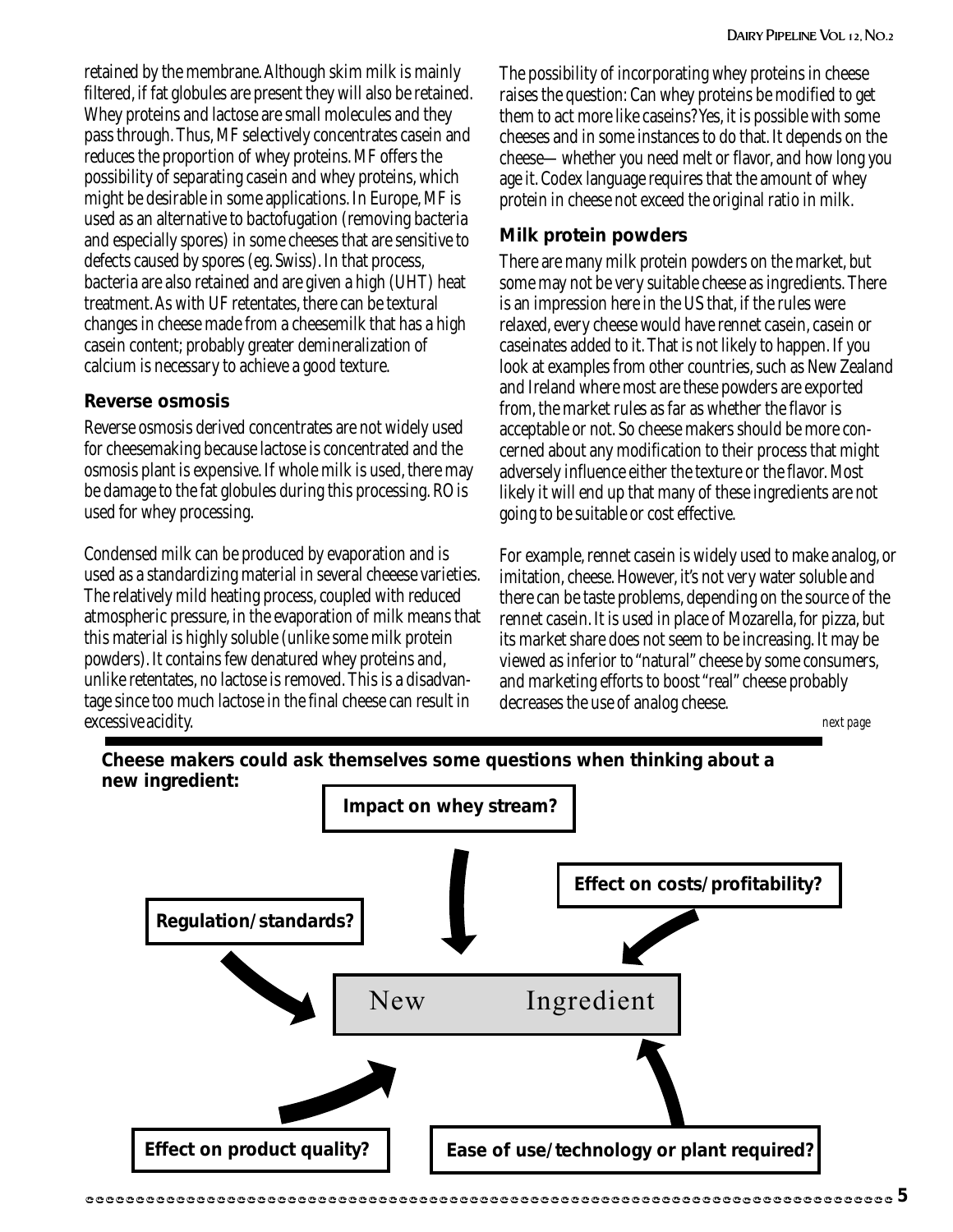retained by the membrane. Although skim milk is mainly filtered, if fat globules are present they will also be retained. Whey proteins and lactose are small molecules and they pass through. Thus, MF selectively concentrates casein and reduces the proportion of whey proteins. MF offers the possibility of separating casein and whey proteins, which might be desirable in some applications. In Europe, MF is used as an alternative to bactofugation (removing bacteria and especially spores) in some cheeses that are sensitive to defects caused by spores (eg. Swiss). In that process, bacteria are also retained and are given a high (UHT) heat treatment. As with UF retentates, there can be textural changes in cheese made from a cheesemilk that has a high casein content; probably greater demineralization of calcium is necessary to achieve a good texture.

### Reverse osmosis

Reverse osmosis derived concentrates are not widely used for cheesemaking because lactose is concentrated and the osmosis plant is expensive. If whole milk is used, there may be damage to the fat globules during this processing. RO is used for whey processing.

Condensed milk can be produced by evaporation and is used as a standardizing material in several cheeese varieties. The relatively mild heating process, coupled with reduced atmospheric pressure, in the evaporation of milk means that this material is highly soluble (unlike some milk protein powders). It contains few denatured whey proteins and, unlike retentates, no lactose is removed. This is a disadvantage since too much lactose in the final cheese can result in excessive acidity.

The possibility of incorporating whey proteins in cheese raises the question: Can whey proteins be modified to get them to act more like caseins? Yes, it is possible with some cheeses and in some instances to do that. It depends on the cheese— whether you need melt or flavor, and how long you age it. Codex language requires that the amount of whey protein in cheese not exceed the original ratio in milk.

### Milk protein powders

There are many milk protein powders on the market, but some may not be very suitable cheese as ingredients. There is an impression here in the US that, if the rules were relaxed, every cheese would have rennet casein, casein or caseinates added to it. That is not likely to happen. If you look at examples from other countries, such as New Zealand and Ireland where most are these powders are exported from, the market rules as far as whether the flavor is acceptable or not. So cheese makers should be more concerned about any modification to their process that might adversely influence either the texture or the flavor. Most likely it will end up that many of these ingredients are not going to be suitable or cost effective.

For example, rennet casein is widely used to make analog, or imitation, cheese. However, it's not very water soluble and there can be taste problems, depending on the source of the rennet casein. It is used in place of Mozarella, for pizza, but its market share does not seem to be increasing. It may be viewed as inferior to "natural" cheese by some consumers, and marketing efforts to boost "real" cheese probably decreases the use of analog cheese.

*next page*

**Cheese makers could ask themselves some questions when thinking about a new ingredient:**

- **Impact on whey stream?**
- **Effect on costs/profitability?**
- **Regulation/standards?**
- **Effect on product quality?**
- **Ease of use/technology or plant required?**

New Ingredient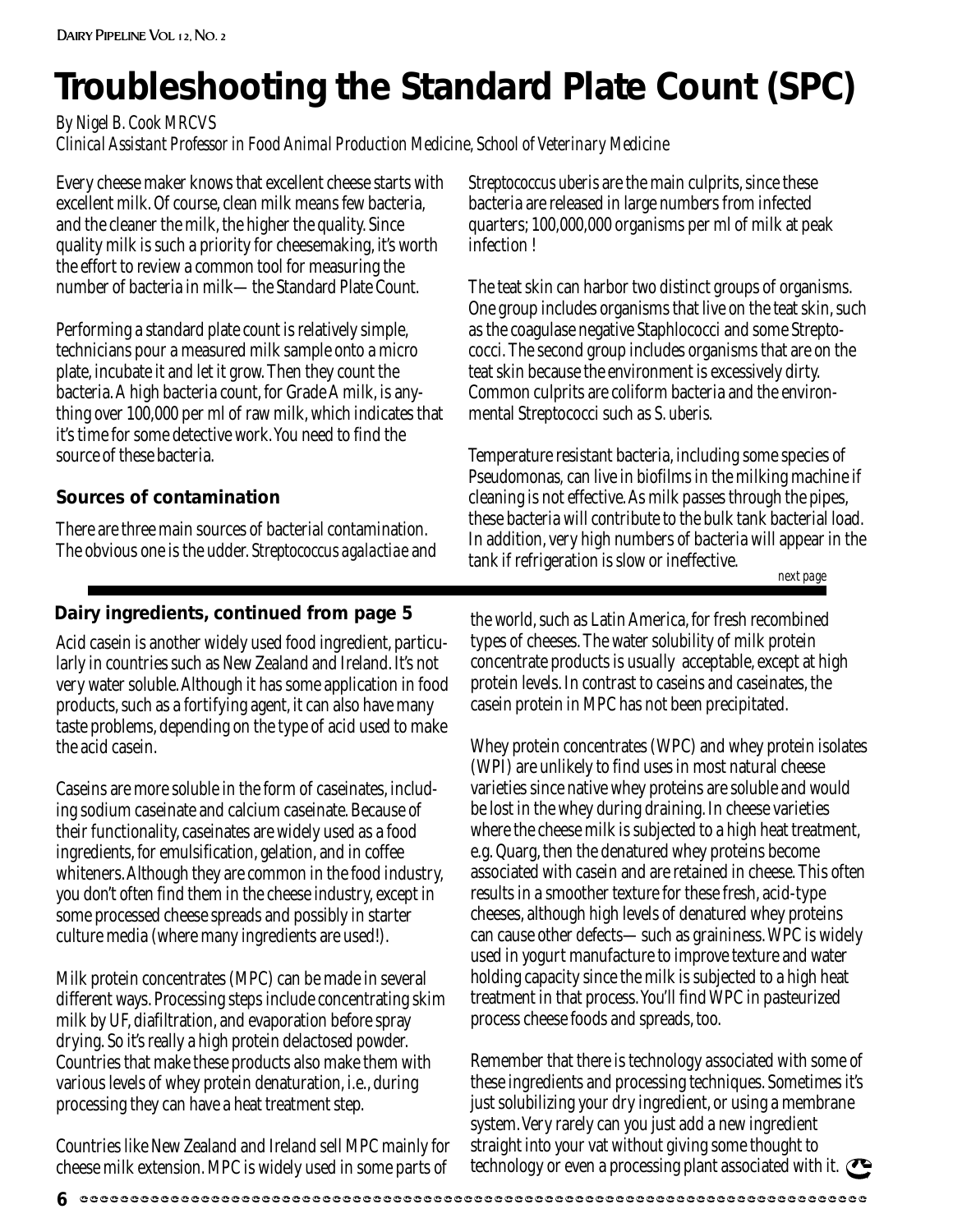# Troubleshooting the Standard Plate Count (SPC)

*By Nigel B. Cook MRCVS*
*Clinical Assistant Professor in Food Animal Production Medicine, School of Veterinary Medicine*

Every cheese maker knows that excellent cheese starts with excellent milk. Of course, clean milk means few bacteria, and the cleaner the milk, the higher the quality. Since quality milk is such a priority for cheesemaking, it's worth the effort to review a common tool for measuring the number of bacteria in milk— the Standard Plate Count.

Performing a standard plate count is relatively simple, technicians pour a measured milk sample onto a micro plate, incubate it and let it grow. Then they count the bacteria. A high bacteria count, for Grade A milk, is anything over 100,000 per ml of raw milk, which indicates that it's time for some detective work. You need to find the source of these bacteria.

### Sources of contamination

There are three main sources of bacterial contamination. The obvious one is the udder. *Streptococcus agalactiae* and *Streptococcus uberis* are the main culprits, since these bacteria are released in large numbers from infected quarters; 100,000,000 organisms per ml of milk at peak infection !

The teat skin can harbor two distinct groups of organisms. One group includes organisms that live on the teat skin, such as the coagulase negative Staphlococci and some Streptococci. The second group includes organisms that are on the teat skin because the environment is excessively dirty. Common culprits are coliform bacteria and the environmental Streptococci such as *S. uberis*.

Temperature resistant bacteria, including some species of Pseudomonas, can live in biofilms in the milking machine if cleaning is not effective. As milk passes through the pipes, these bacteria will contribute to the bulk tank bacterial load. In addition, very high numbers of bacteria will appear in the tank if refrigeration is slow or ineffective.

*next page*

### Dairy ingredients, continued from page 5

Acid casein is another widely used food ingredient, particularly in countries such as New Zealand and Ireland. It's not very water soluble. Although it has some application in food products, such as a fortifying agent, it can also have many taste problems, depending on the type of acid used to make the acid casein.

Caseins are more soluble in the form of caseinates, including sodium caseinate and calcium caseinate. Because of their functionality, caseinates are widely used as a food ingredients, for emulsification, gelation, and in coffee whiteners. Although they are common in the food industry, you don't often find them in the cheese industry, except in some processed cheese spreads and possibly in starter culture media (where many ingredients are used!).

Milk protein concentrates (MPC) can be made in several different ways. Processing steps include concentrating skim milk by UF, diafiltration, and evaporation before spray drying. So it's really a high protein delactosed powder. Countries that make these products also make them with various levels of whey protein denaturation, i.e., during processing they can have a heat treatment step.

Countries like New Zealand and Ireland sell MPC mainly for cheese milk extension. MPC is widely used in some parts of the world, such as Latin America, for fresh recombined types of cheeses. The water solubility of milk protein concentrate products is usually acceptable, except at high protein levels. In contrast to caseins and caseinates, the casein protein in MPC has not been precipitated.

Whey protein concentrates (WPC) and whey protein isolates (WPI) are unlikely to find uses in most natural cheese varieties since native whey proteins are soluble and would be lost in the whey during draining. In cheese varieties where the cheese milk is subjected to a high heat treatment, e.g. Quarg, then the denatured whey proteins become associated with casein and are retained in cheese. This often results in a smoother texture for these fresh, acid-type cheeses, although high levels of denatured whey proteins can cause other defects— such as graininess. WPC is widely used in yogurt manufacture to improve texture and water holding capacity since the milk is subjected to a high heat treatment in that process. You'll find WPC in pasteurized process cheese foods and spreads, too.

Remember that there is technology associated with some of these ingredients and processing techniques. Sometimes it's just solubilizing your dry ingredient, or using a membrane system. Very rarely can you just add a new ingredient straight into your vat without giving some thought to technology or even a processing plant associated with it.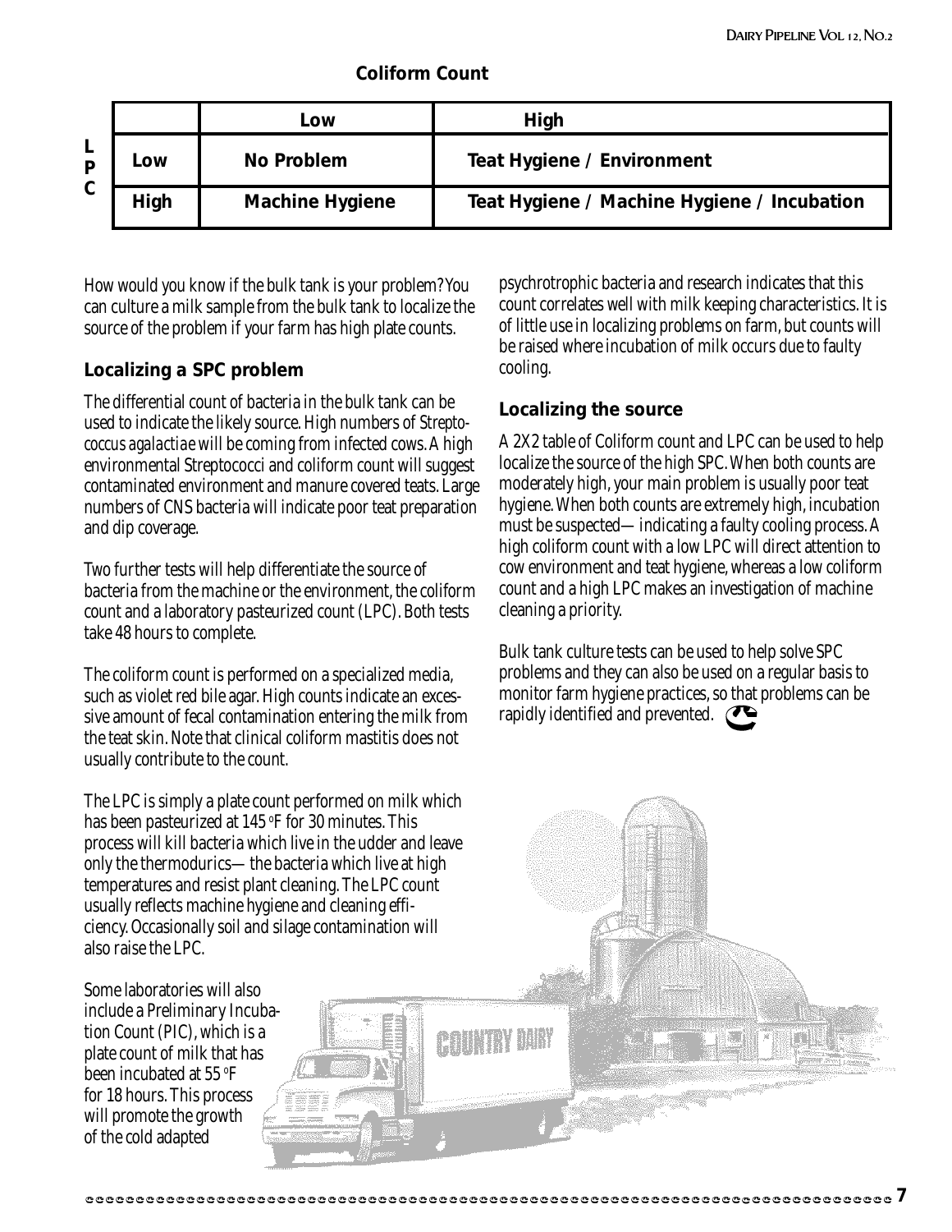**Coliform Count**

| LPC | Low | High |
|---|---|---|
| Low | No Problem | Teat Hygiene / Environment |
| High | Machine Hygiene | Teat Hygiene / Machine Hygiene / Incubation |

How would you know if the bulk tank is your problem? You can culture a milk sample from the bulk tank to localize the source of the problem if your farm has high plate counts.

### Localizing a SPC problem

The differential count of bacteria in the bulk tank can be used to indicate the likely source. High numbers of *Streptococcus agalactiae* will be coming from infected cows. A high environmental Streptococci and coliform count will suggest contaminated environment and manure covered teats. Large numbers of CNS bacteria will indicate poor teat preparation and dip coverage.

Two further tests will help differentiate the source of bacteria from the machine or the environment, the coliform count and a laboratory pasteurized count (LPC). Both tests take 48 hours to complete.

The coliform count is performed on a specialized media, such as violet red bile agar. High counts indicate an excessive amount of fecal contamination entering the milk from the teat skin. Note that clinical coliform mastitis does not usually contribute to the count.

The LPC is simply a plate count performed on milk which has been pasteurized at 145 °F for 30 minutes. This process will kill bacteria which live in the udder and leave only the thermodurics— the bacteria which live at high temperatures and resist plant cleaning. The LPC count usually reflects machine hygiene and cleaning efficiency. Occasionally soil and silage contamination will also raise the LPC.

Some laboratories will also include a Preliminary Incubation Count (PIC), which is a plate count of milk that has been incubated at 55 °F for 18 hours. This process will promote the growth of the cold adapted psychrotrophic bacteria and research indicates that this count correlates well with milk keeping characteristics. It is of little use in localizing problems on farm, but counts will be raised where incubation of milk occurs due to faulty cooling.

### Localizing the source

A 2X2 table of Coliform count and LPC can be used to help localize the source of the high SPC. When both counts are moderately high, your main problem is usually poor teat hygiene. When both counts are extremely high, incubation must be suspected— indicating a faulty cooling process. A high coliform count with a low LPC will direct attention to cow environment and teat hygiene, whereas a low coliform count and a high LPC makes an investigation of machine cleaning a priority.

Bulk tank culture tests can be used to help solve SPC problems and they can also be used on a regular basis to monitor farm hygiene practices, so that problems can be rapidly identified and prevented.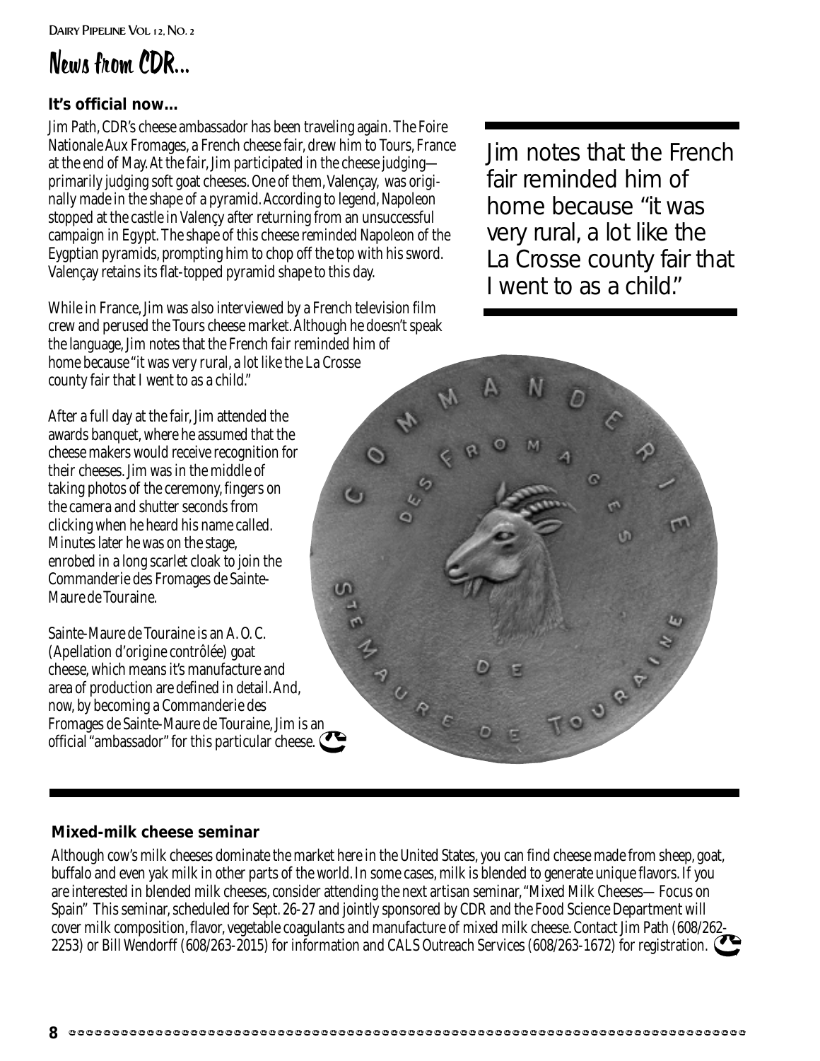# News from CDR...

### It's official now...

Jim Path, CDR's cheese ambassador has been traveling again. The Foire Nationale Aux Fromages, a French cheese fair, drew him to Tours, France at the end of May. At the fair, Jim participated in the cheese judging—primarily judging soft goat cheeses. One of them, Valençay, was originally made in the shape of a pyramid. According to legend, Napoleon stopped at the castle in Valençy after returning from an unsuccessful campaign in Egypt. The shape of this cheese reminded Napoleon of the Eygptian pyramids, prompting him to chop off the top with his sword. Valençay retains its flat-topped pyramid shape to this day.

While in France, Jim was also interviewed by a French television film crew and perused the Tours cheese market. Although he doesn't speak the language, Jim notes that the French fair reminded him of home because "it was very rural, a lot like the La Crosse county fair that I went to as a child."

> Jim notes that the French fair reminded him of home because "it was very rural, a lot like the La Crosse county fair that I went to as a child."

After a full day at the fair, Jim attended the awards banquet, where he assumed that the cheese makers would receive recognition for their cheeses. Jim was in the middle of taking photos of the ceremony, fingers on the camera and shutter seconds from clicking when he heard his name called. Minutes later he was on the stage, enrobed in a long scarlet cloak to join the Commanderie des Fromages de Sainte-Maure de Touraine.

Sainte-Maure de Touraine is an A. O. C. (Apellation d'origine contrôlée) goat cheese, which means it's manufacture and area of production are defined in detail. And, now, by becoming a Commanderie des Fromages de Sainte-Maure de Touraine, Jim is an official "ambassador" for this particular cheese.

### Mixed-milk cheese seminar

Although cow's milk cheeses dominate the market here in the United States, you can find cheese made from sheep, goat, buffalo and even yak milk in other parts of the world. In some cases, milk is blended to generate unique flavors. If you are interested in blended milk cheeses, consider attending the next artisan seminar, "Mixed Milk Cheeses— Focus on Spain" This seminar, scheduled for Sept. 26-27 and jointly sponsored by CDR and the Food Science Department will cover milk composition, flavor, vegetable coagulants and manufacture of mixed milk cheese. Contact Jim Path (608/262-2253) or Bill Wendorff (608/263-2015) for information and CALS Outreach Services (608/263-1672) for registration.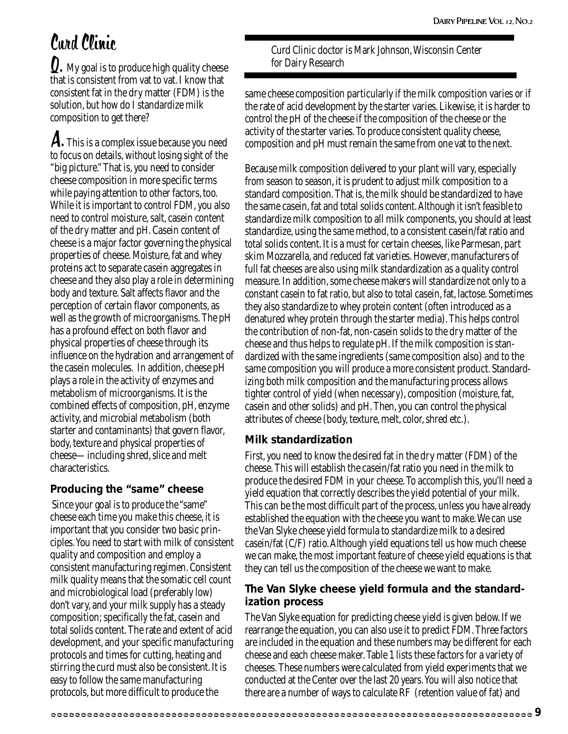# Curd Clinic

Curd Clinic doctor is Mark Johnson, Wisconsin Center for Dairy Research

**Q.** My goal is to produce high quality cheese that is consistent from vat to vat. I know that consistent fat in the dry matter (FDM) is the solution, but how do I standardize milk composition to get there?

**A.** This is a complex issue because you need to focus on details, without losing sight of the "big picture." That is, you need to consider cheese composition in more specific terms while paying attention to other factors, too. While it is important to control FDM, you also need to control moisture, salt, casein content of the dry matter and pH. Casein content of cheese is a major factor governing the physical properties of cheese. Moisture, fat and whey proteins act to separate casein aggregates in cheese and they also play a role in determining body and texture. Salt affects flavor and the perception of certain flavor components, as well as the growth of microorganisms. The pH has a profound effect on both flavor and physical properties of cheese through its influence on the hydration and arrangement of the casein molecules. In addition, cheese pH plays a role in the activity of enzymes and metabolism of microorganisms. It is the combined effects of composition, pH, enzyme activity, and microbial metabolism (both starter and contaminants) that govern flavor, body, texture and physical properties of cheese—including shred, slice and melt characteristics.

## Producing the "same" cheese

Since your goal is to produce the "same" cheese each time you make this cheese, it is important that you consider two basic principles. You need to start with milk of consistent quality and composition and employ a consistent manufacturing regimen. Consistent milk quality means that the somatic cell count and microbiological load (preferably low) don't vary, and your milk supply has a steady composition; specifically the fat, casein and total solids content. The rate and extent of acid development, and your specific manufacturing protocols and times for cutting, heating and stirring the curd must also be consistent. It is easy to follow the same manufacturing protocols, but more difficult to produce the same cheese composition particularly if the milk composition varies or if the rate of acid development by the starter varies. Likewise, it is harder to control the pH of the cheese if the composition of the cheese or the activity of the starter varies. To produce consistent quality cheese, composition and pH must remain the same from one vat to the next.

Because milk composition delivered to your plant will vary, especially from season to season, it is prudent to adjust milk composition to a standard composition. That is, the milk should be standardized to have the same casein, fat and total solids content. Although it isn't feasible to standardize milk composition to all milk components, you should at least standardize, using the same method, to a consistent casein/fat ratio and total solids content. It is a must for certain cheeses, like Parmesan, part skim Mozzarella, and reduced fat varieties. However, manufacturers of full fat cheeses are also using milk standardization as a quality control measure. In addition, some cheese makers will standardize not only to a constant casein to fat ratio, but also to total casein, fat, lactose. Sometimes they also standardize to whey protein content (often introduced as a denatured whey protein through the starter media). This helps control the contribution of non-fat, non-casein solids to the dry matter of the cheese and thus helps to regulate pH. If the milk composition is standardized with the same ingredients (same composition also) and to the same composition you will produce a more consistent product. Standardizing both milk composition and the manufacturing process allows tighter control of yield (when necessary), composition (moisture, fat, casein and other solids) and pH. Then, you can control the physical attributes of cheese (body, texture, melt, color, shred etc.).

## Milk standardization

First, you need to know the desired fat in the dry matter (FDM) of the cheese. This will establish the casein/fat ratio you need in the milk to produce the desired FDM in your cheese. To accomplish this, you'll need a yield equation that correctly describes the yield potential of your milk. This can be the most difficult part of the process, unless you have already established the equation with the cheese you want to make. We can use the Van Slyke cheese yield formula to standardize milk to a desired casein/fat (C/F) ratio. Although yield equations tell us how much cheese we can make, the most important feature of cheese yield equations is that they can tell us the composition of the cheese we want to make.

## The Van Slyke cheese yield formula and the standardization process

The Van Slyke equation for predicting cheese yield is given below. If we rearrange the equation, you can also use it to predict FDM. Three factors are included in the equation and these numbers may be different for each cheese and each cheese maker. Table 1 lists these factors for a variety of cheeses. These numbers were calculated from yield experiments that we conducted at the Center over the last 20 years. You will also notice that there are a number of ways to calculate RF (retention value of fat) and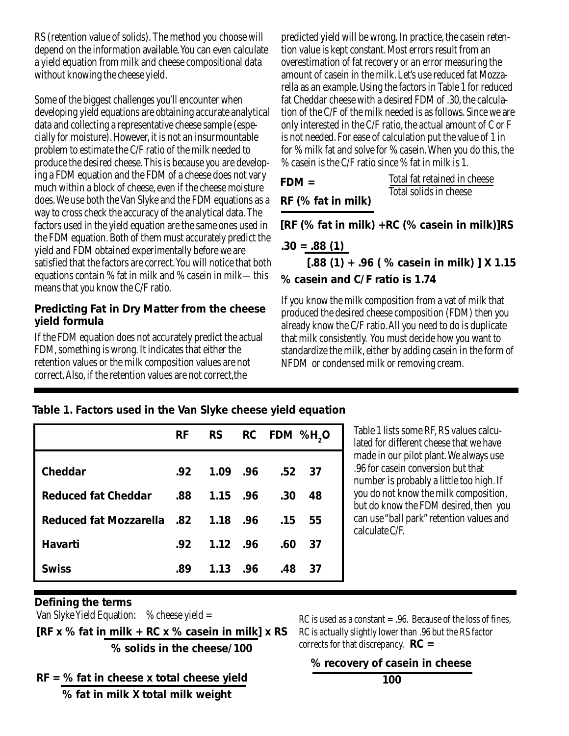RS (retention value of solids). The method you choose will depend on the information available. You can even calculate a yield equation from milk and cheese compositional data without knowing the cheese yield.

Some of the biggest challenges you'll encounter when developing yield equations are obtaining accurate analytical data and collecting a representative cheese sample (especially for moisture). However, it is not an insurmountable problem to estimate the C/F ratio of the milk needed to produce the desired cheese. This is because you are developing a FDM equation and the FDM of a cheese does not vary much within a block of cheese, even if the cheese moisture does. We use both the Van Slyke and the FDM equations as a way to cross check the accuracy of the analytical data. The factors used in the yield equation are the same ones used in the FDM equation. Both of them must accurately predict the yield and FDM obtained experimentally before we are satisfied that the factors are correct. You will notice that both equations contain % fat in milk and % casein in milk— this means that you know the C/F ratio.

### Predicting Fat in Dry Matter from the cheese yield formula

If the FDM equation does not accurately predict the actual FDM, something is wrong. It indicates that either the retention values or the milk composition values are not correct. Also, if the retention values are not correct, the predicted yield will be wrong. In practice, the casein retention value is kept constant. Most errors result from an overestimation of fat recovery or an error measuring the amount of casein in the milk. Let's use reduced fat Mozzarella as an example. Using the factors in Table 1 for reduced fat Cheddar cheese with a desired FDM of .30, the calculation of the C/F of the milk needed is as follows. Since we are only interested in the C/F ratio, the actual amount of C or F is not needed. For ease of calculation put the value of 1 in for % milk fat and solve for % casein. When you do this, the % casein is the C/F ratio since % fat in milk is 1.

$$\text{FDM} = \frac{\text{Total fat retained in cheese}}{\text{Total solids in cheese}}$$

$$\text{FDM} = \frac{\text{RF (\% fat in milk)}}{[\text{RF (\% fat in milk)} + \text{RC (\% casein in milk)}]\text{RS}}$$

$$.30 = \frac{.88\,(1)}{[.88\,(1) + .96\,(\text{\% casein in milk})] \times 1.15}$$

**% casein and C/F ratio is 1.74**

If you know the milk composition from a vat of milk that produced the desired cheese composition (FDM) then you already know the C/F ratio. All you need to do is duplicate that milk consistently. You must decide how you want to standardize the milk, either by adding casein in the form of NFDM or condensed milk or removing cream.

**Table 1. Factors used in the Van Slyke cheese yield equation**

| | RF | RS | RC | FDM | $\%H_2O$ |
|---|---|---|---|---|---|
| Cheddar | .92 | 1.09 | .96 | .52 | 37 |
| Reduced fat Cheddar | .88 | 1.15 | .96 | .30 | 48 |
| Reduced fat Mozzarella | .82 | 1.18 | .96 | .15 | 55 |
| Havarti | .92 | 1.12 | .96 | .60 | 37 |
| Swiss | .89 | 1.13 | .96 | .48 | 37 |

Table 1 lists some RF, RS values calculated for different cheese that we have made in our pilot plant. We always use .96 for casein conversion but that number is probably a little too high. If you do not know the milk composition, but do know the FDM desired, then you can use "ball park" retention values and calculate C/F.

### Defining the terms

Van Slyke Yield Equation: % cheese yield =

$$\frac{[\text{RF} \times \text{\% fat in milk} + \text{RC} \times \text{\% casein in milk}] \times \text{RS}}{\text{\% solids in the cheese}/100}$$

$$\text{RF} = \frac{\text{\% fat in cheese} \times \text{total cheese yield}}{\text{\% fat in milk} \times \text{total milk weight}}$$

RC is used as a constant = .96. Because of the loss of fines, RC is actually slightly lower than .96 but the RS factor corrects for that discrepancy.

$$\text{RC} = \frac{\text{\% recovery of casein in cheese}}{100}$$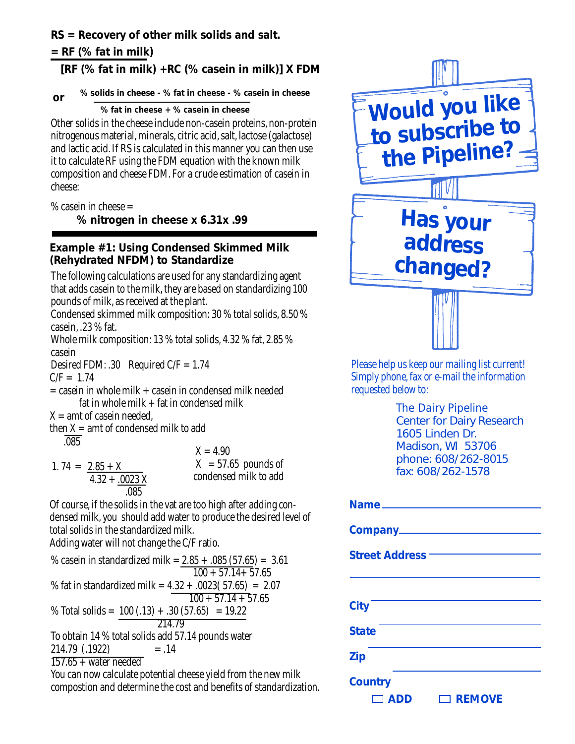**RS = Recovery of other milk solids and salt.**

$$= \frac{\textbf{RF (\% fat in milk)}}{\textbf{[RF (\% fat in milk) + RC (\% casein in milk)] X FDM}}$$

**or**

$$\frac{\textbf{\% solids in cheese - \% fat in cheese - \% casein in cheese}}{\textbf{\% fat in cheese + \% casein in cheese}}$$

Other solids in the cheese include non-casein proteins, non-protein nitrogenous material, minerals, citric acid, salt, lactose (galactose) and lactic acid. If RS is calculated in this manner you can then use it to calculate RF using the FDM equation with the known milk composition and cheese FDM. For a crude estimation of casein in cheese:

% casein in cheese =

**% nitrogen in cheese x 6.31x .99**

### Example #1: Using Condensed Skimmed Milk (Rehydrated NFDM) to Standardize

The following calculations are used for any standardizing agent that adds casein to the milk, they are based on standardizing 100 pounds of milk, as received at the plant.

Condensed skimmed milk composition: 30 % total solids, 8.50 % casein, .23 % fat.

Whole milk composition: 13 % total solids, 4.32 % fat, 2.85 % casein

Desired FDM: .30 Required C/F = 1.74

C/F = 1.74

$$= \frac{\text{casein in whole milk + casein in condensed milk needed}}{\text{fat in whole milk + fat in condensed milk}}$$

X = amt of casein needed,

then $\frac{X}{.085}$ = amt of condensed milk to add

$$1.74 = \frac{2.85 + X}{4.32 + \frac{.0023\,X}{.085}}$$

X = 4.90

$\frac{X}{.085}$ = 57.65 pounds of condensed milk to add

Of course, if the solids in the vat are too high after adding condensed milk, you should add water to produce the desired level of total solids in the standardized milk.

Adding water will not change the C/F ratio.

$$\text{\% casein in standardized milk} = \frac{2.85 + .085\,(57.65)}{100 + 57.14 + 57.65} = 3.61$$

$$\text{\% fat in standardized milk} = \frac{4.32 + .0023(57.65)}{100 + 57.14 + 57.65} = 2.07$$

$$\text{\% Total solids} = \frac{100\,(.13) + .30\,(57.65)}{214.79} = 19.22$$

To obtain 14 % total solids add 57.14 pounds water

$$\frac{214.79\ (.1922)}{157.65 + \text{water needed}} = .14$$

You can now calculate potential cheese yield from the new milk compostion and determine the cost and benefits of standardization.

**Would you like to subscribe to the Pipeline?**

**Has your address changed?**

*Please help us keep our mailing list current! Simply phone, fax or e-mail the information requested below to:*

The Dairy Pipeline
Center for Dairy Research
1605 Linden Dr.
Madison, WI 53706
phone: 608/262-8015
fax: 608/262-1578

**Name** ____________________

**Company** ____________________

**Street Address** ____________________

____________________

**City** ____________________

**State** ____________________

**Zip** ____________________

**Country** ____________________

☐ **ADD** ☐ **REMOVE**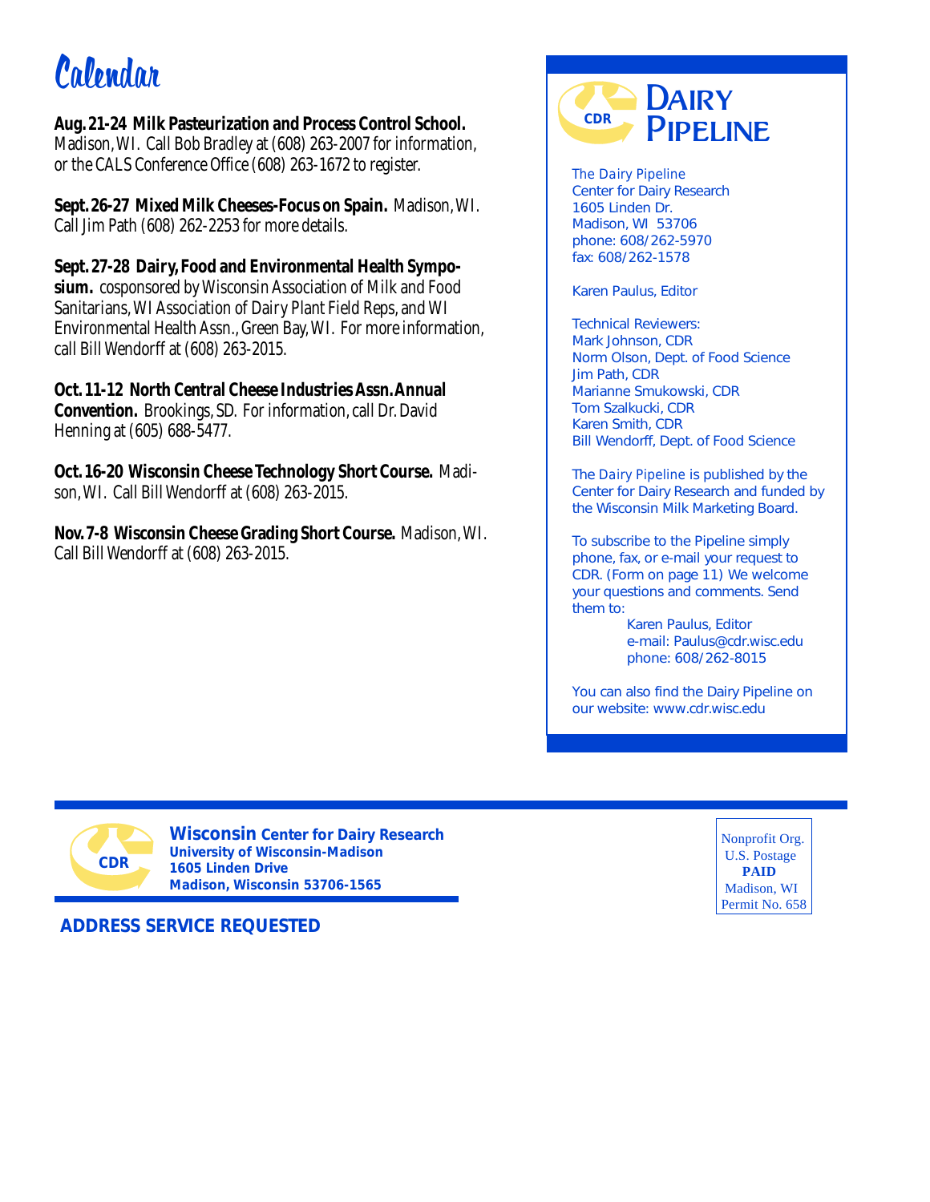# Calendar

**Aug. 21-24 Milk Pasteurization and Process Control School.** Madison, WI. Call Bob Bradley at (608) 263-2007 for information, or the CALS Conference Office (608) 263-1672 to register.

**Sept. 26-27 Mixed Milk Cheeses-Focus on Spain.** Madison, WI. Call Jim Path (608) 262-2253 for more details.

**Sept. 27-28 Dairy, Food and Environmental Health Symposium.** cosponsored by Wisconsin Association of Milk and Food Sanitarians, WI Association of Dairy Plant Field Reps, and WI Environmental Health Assn., Green Bay, WI. For more information, call Bill Wendorff at (608) 263-2015.

**Oct. 11-12 North Central Cheese Industries Assn. Annual Convention.** Brookings, SD. For information, call Dr. David Henning at (605) 688-5477.

**Oct. 16-20 Wisconsin Cheese Technology Short Course.** Madison, WI. Call Bill Wendorff at (608) 263-2015.

**Nov. 7-8 Wisconsin Cheese Grading Short Course.** Madison, WI. Call Bill Wendorff at (608) 263-2015.

## CDR Dairy Pipeline

*The Dairy Pipeline*
Center for Dairy Research
1605 Linden Dr.
Madison, WI 53706
phone: 608/262-5970
fax: 608/262-1578

Karen Paulus, Editor

Technical Reviewers:
Mark Johnson, CDR
Norm Olson, Dept. of Food Science
Jim Path, CDR
Marianne Smukowski, CDR
Tom Szalkucki, CDR
Karen Smith, CDR
Bill Wendorff, Dept. of Food Science

*The Dairy Pipeline* is published by the Center for Dairy Research and funded by the Wisconsin Milk Marketing Board.

To subscribe to the Pipeline simply phone, fax, or e-mail your request to CDR. (Form on page 11) We welcome your questions and comments. Send them to:

Karen Paulus, Editor
e-mail: Paulus@cdr.wisc.edu
phone: 608/262-8015

You can also find the Dairy Pipeline on our website: www.cdr.wisc.edu

CDR **Wisconsin Center for Dairy Research**
**University of Wisconsin-Madison**
**1605 Linden Drive**
**Madison, Wisconsin 53706-1565**

**ADDRESS SERVICE REQUESTED**

Nonprofit Org.
U.S. Postage
**PAID**
Madison, WI
Permit No. 658